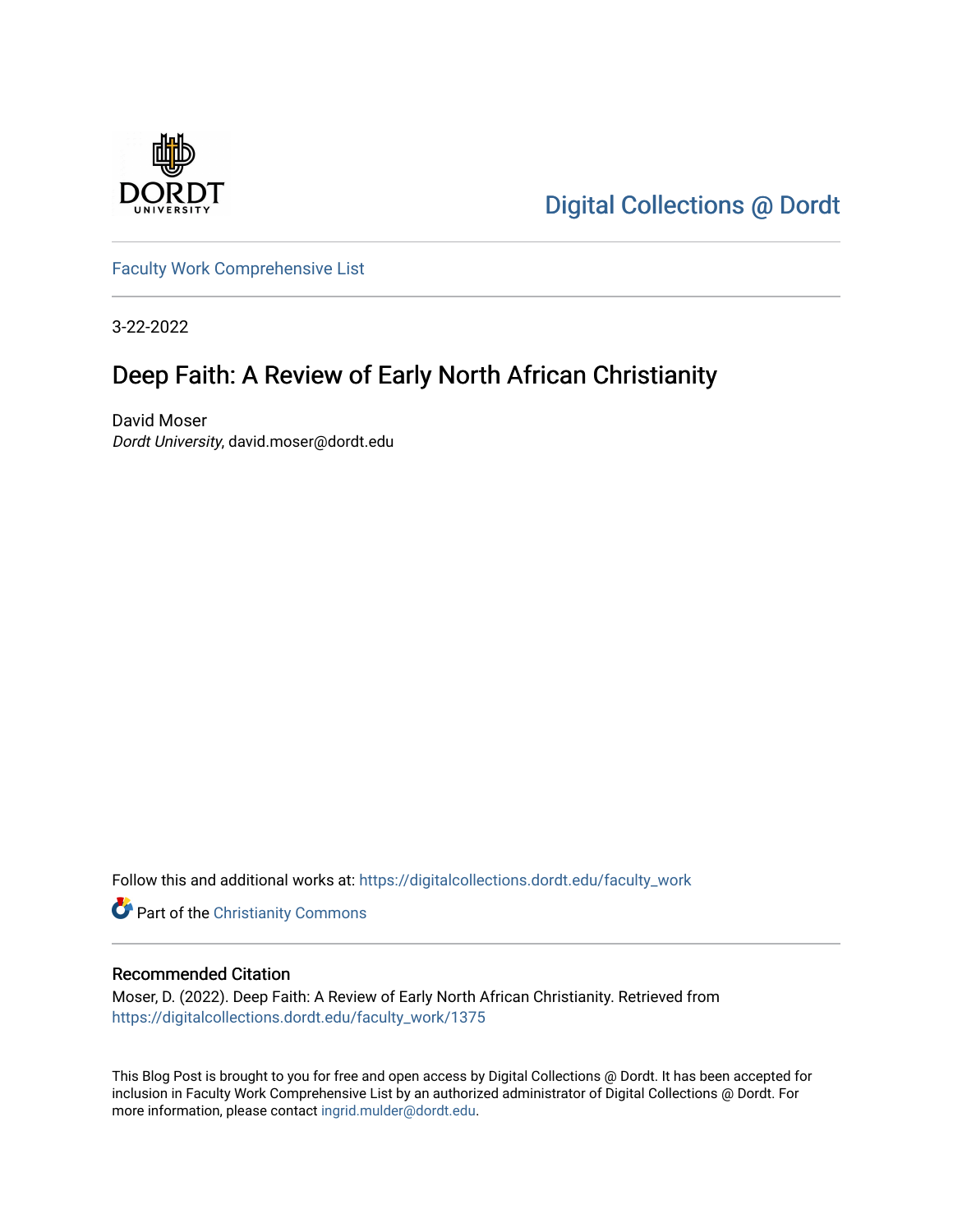Digital Collections @ Dordt

Faculty Work Comprehensive List

3-22-2022

# Deep Faith: A Review of Early North African Christianity

David Moser
*Dordt University*, david.moser@dordt.edu

Follow this and additional works at: https://digitalcollections.dordt.edu/faculty_work

Part of the Christianity Commons

## Recommended Citation

Moser, D. (2022). Deep Faith: A Review of Early North African Christianity. Retrieved from https://digitalcollections.dordt.edu/faculty_work/1375

This Blog Post is brought to you for free and open access by Digital Collections @ Dordt. It has been accepted for inclusion in Faculty Work Comprehensive List by an authorized administrator of Digital Collections @ Dordt. For more information, please contact ingrid.mulder@dordt.edu.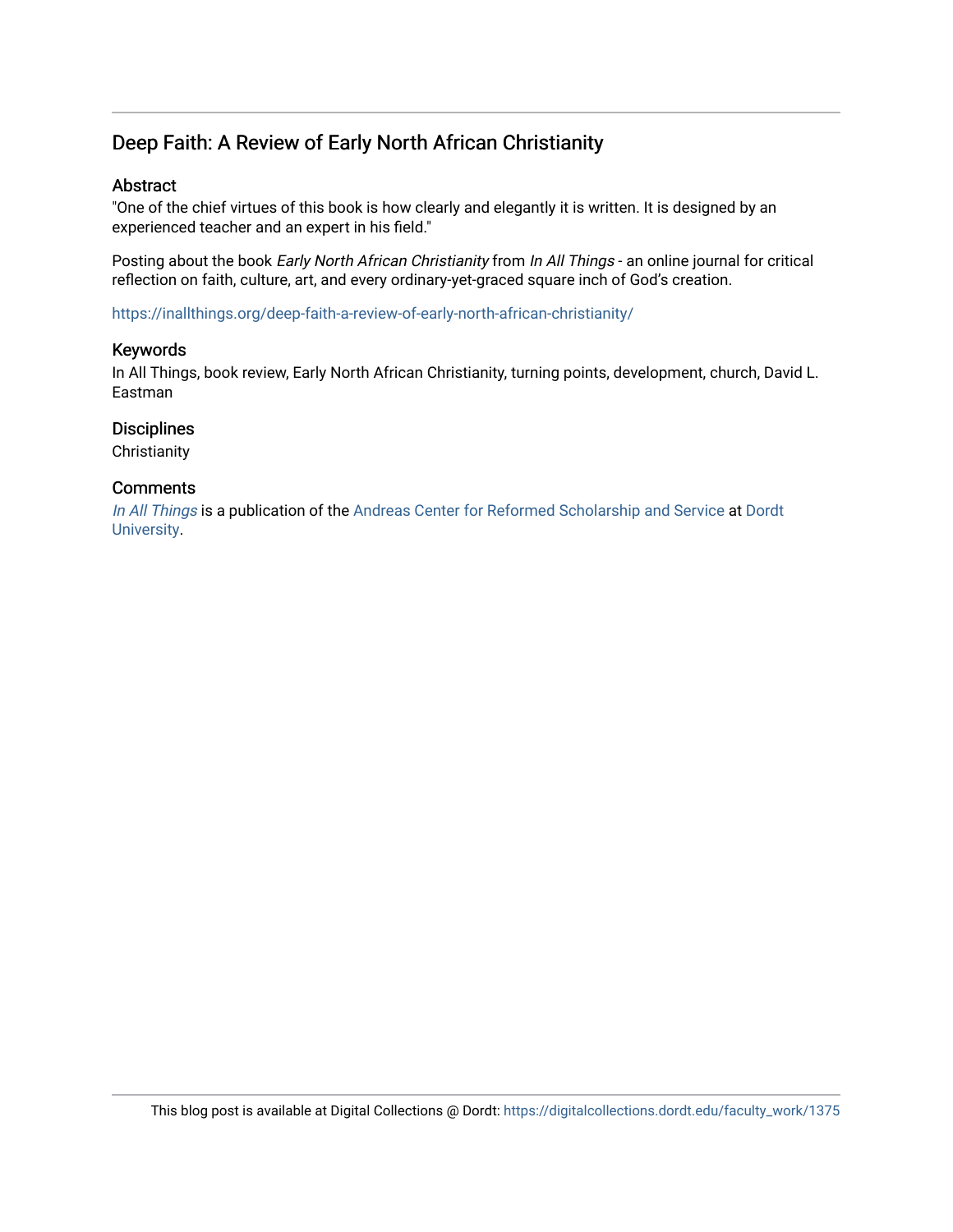## Deep Faith: A Review of Early North African Christianity

### Abstract

"One of the chief virtues of this book is how clearly and elegantly it is written. It is designed by an experienced teacher and an expert in his field."

Posting about the book *Early North African Christianity* from *In All Things* - an online journal for critical reflection on faith, culture, art, and every ordinary-yet-graced square inch of God's creation.

https://inallthings.org/deep-faith-a-review-of-early-north-african-christianity/

### Keywords

In All Things, book review, Early North African Christianity, turning points, development, church, David L. Eastman

### Disciplines

Christianity

### Comments

*In All Things* is a publication of the Andreas Center for Reformed Scholarship and Service at Dordt University.

This blog post is available at Digital Collections @ Dordt: https://digitalcollections.dordt.edu/faculty_work/1375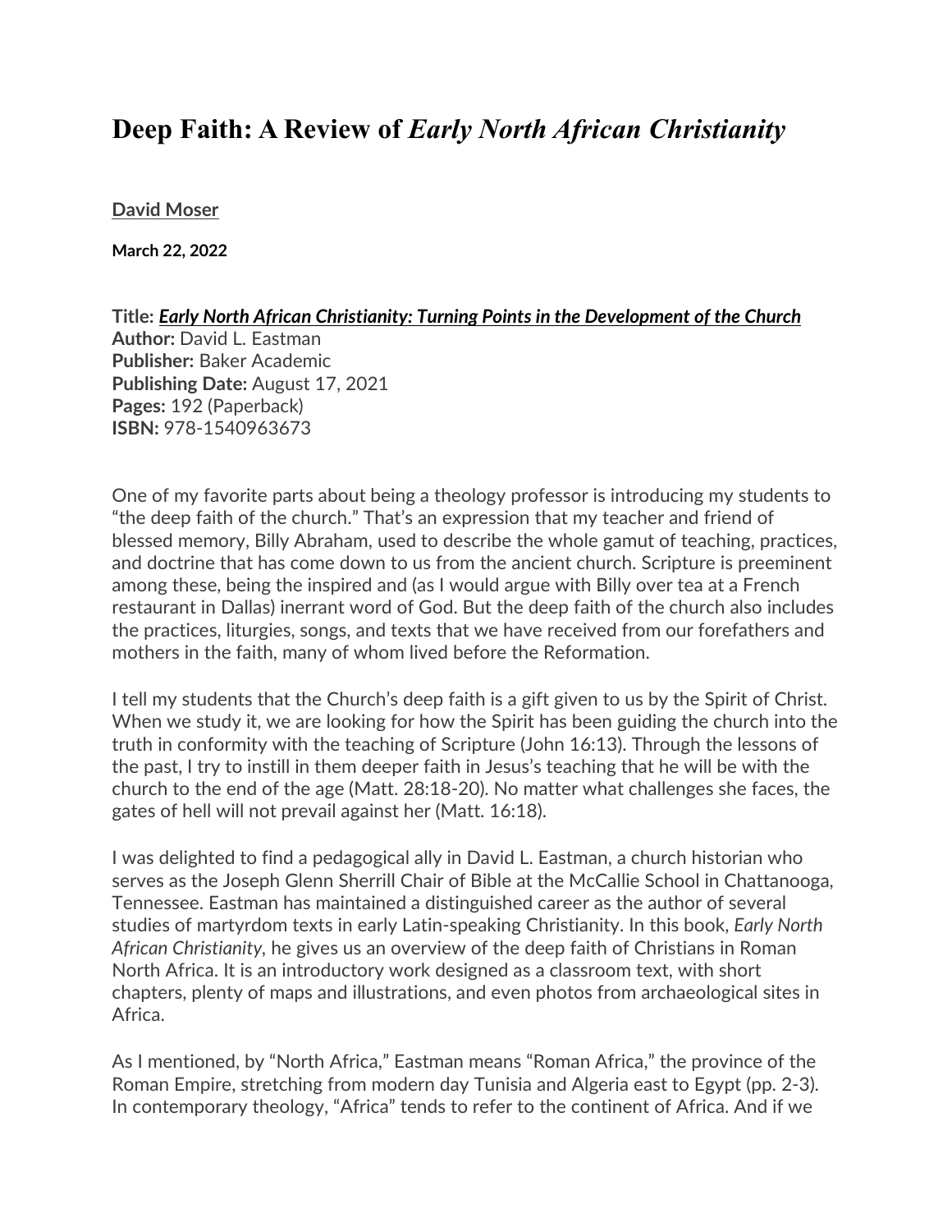# Deep Faith: A Review of *Early North African Christianity*

**David Moser**

**March 22, 2022**

**Title:** ***Early North African Christianity: Turning Points in the Development of the Church***
**Author:** David L. Eastman
**Publisher:** Baker Academic
**Publishing Date:** August 17, 2021
**Pages:** 192 (Paperback)
**ISBN:** 978-1540963673

One of my favorite parts about being a theology professor is introducing my students to "the deep faith of the church." That's an expression that my teacher and friend of blessed memory, Billy Abraham, used to describe the whole gamut of teaching, practices, and doctrine that has come down to us from the ancient church. Scripture is preeminent among these, being the inspired and (as I would argue with Billy over tea at a French restaurant in Dallas) inerrant word of God. But the deep faith of the church also includes the practices, liturgies, songs, and texts that we have received from our forefathers and mothers in the faith, many of whom lived before the Reformation.

I tell my students that the Church's deep faith is a gift given to us by the Spirit of Christ. When we study it, we are looking for how the Spirit has been guiding the church into the truth in conformity with the teaching of Scripture (John 16:13). Through the lessons of the past, I try to instill in them deeper faith in Jesus's teaching that he will be with the church to the end of the age (Matt. 28:18-20). No matter what challenges she faces, the gates of hell will not prevail against her (Matt. 16:18).

I was delighted to find a pedagogical ally in David L. Eastman, a church historian who serves as the Joseph Glenn Sherrill Chair of Bible at the McCallie School in Chattanooga, Tennessee. Eastman has maintained a distinguished career as the author of several studies of martyrdom texts in early Latin-speaking Christianity. In this book, *Early North African Christianity*, he gives us an overview of the deep faith of Christians in Roman North Africa. It is an introductory work designed as a classroom text, with short chapters, plenty of maps and illustrations, and even photos from archaeological sites in Africa.

As I mentioned, by "North Africa," Eastman means "Roman Africa," the province of the Roman Empire, stretching from modern day Tunisia and Algeria east to Egypt (pp. 2-3). In contemporary theology, "Africa" tends to refer to the continent of Africa. And if we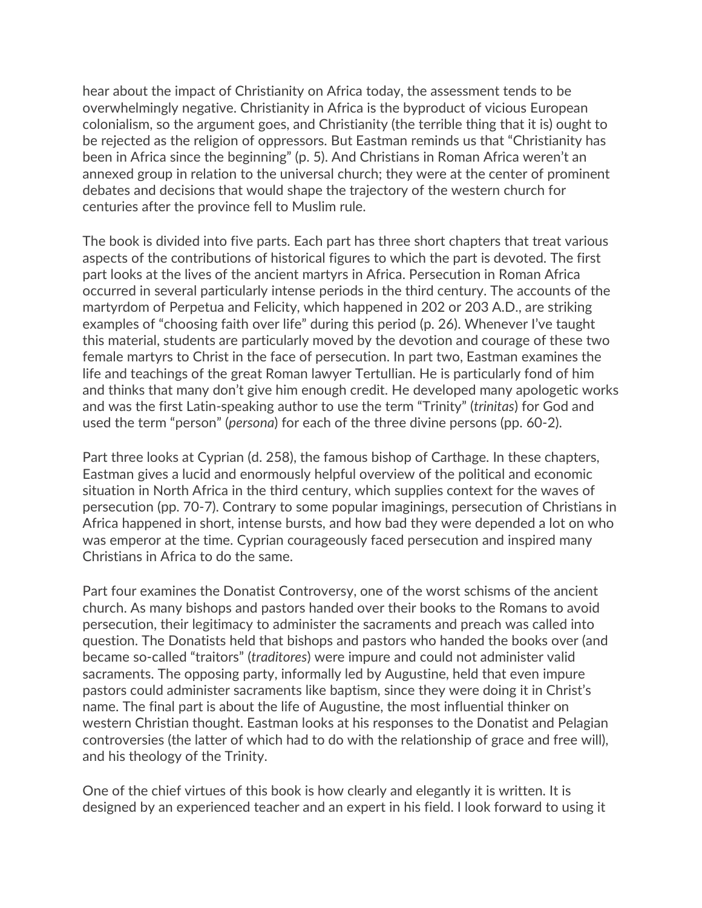hear about the impact of Christianity on Africa today, the assessment tends to be overwhelmingly negative. Christianity in Africa is the byproduct of vicious European colonialism, so the argument goes, and Christianity (the terrible thing that it is) ought to be rejected as the religion of oppressors. But Eastman reminds us that "Christianity has been in Africa since the beginning" (p. 5). And Christians in Roman Africa weren't an annexed group in relation to the universal church; they were at the center of prominent debates and decisions that would shape the trajectory of the western church for centuries after the province fell to Muslim rule.

The book is divided into five parts. Each part has three short chapters that treat various aspects of the contributions of historical figures to which the part is devoted. The first part looks at the lives of the ancient martyrs in Africa. Persecution in Roman Africa occurred in several particularly intense periods in the third century. The accounts of the martyrdom of Perpetua and Felicity, which happened in 202 or 203 A.D., are striking examples of "choosing faith over life" during this period (p. 26). Whenever I've taught this material, students are particularly moved by the devotion and courage of these two female martyrs to Christ in the face of persecution. In part two, Eastman examines the life and teachings of the great Roman lawyer Tertullian. He is particularly fond of him and thinks that many don't give him enough credit. He developed many apologetic works and was the first Latin-speaking author to use the term "Trinity" (*trinitas*) for God and used the term "person" (*persona*) for each of the three divine persons (pp. 60-2).

Part three looks at Cyprian (d. 258), the famous bishop of Carthage. In these chapters, Eastman gives a lucid and enormously helpful overview of the political and economic situation in North Africa in the third century, which supplies context for the waves of persecution (pp. 70-7). Contrary to some popular imaginings, persecution of Christians in Africa happened in short, intense bursts, and how bad they were depended a lot on who was emperor at the time. Cyprian courageously faced persecution and inspired many Christians in Africa to do the same.

Part four examines the Donatist Controversy, one of the worst schisms of the ancient church. As many bishops and pastors handed over their books to the Romans to avoid persecution, their legitimacy to administer the sacraments and preach was called into question. The Donatists held that bishops and pastors who handed the books over (and became so-called "traitors" (*traditores*) were impure and could not administer valid sacraments. The opposing party, informally led by Augustine, held that even impure pastors could administer sacraments like baptism, since they were doing it in Christ's name. The final part is about the life of Augustine, the most influential thinker on western Christian thought. Eastman looks at his responses to the Donatist and Pelagian controversies (the latter of which had to do with the relationship of grace and free will), and his theology of the Trinity.

One of the chief virtues of this book is how clearly and elegantly it is written. It is designed by an experienced teacher and an expert in his field. I look forward to using it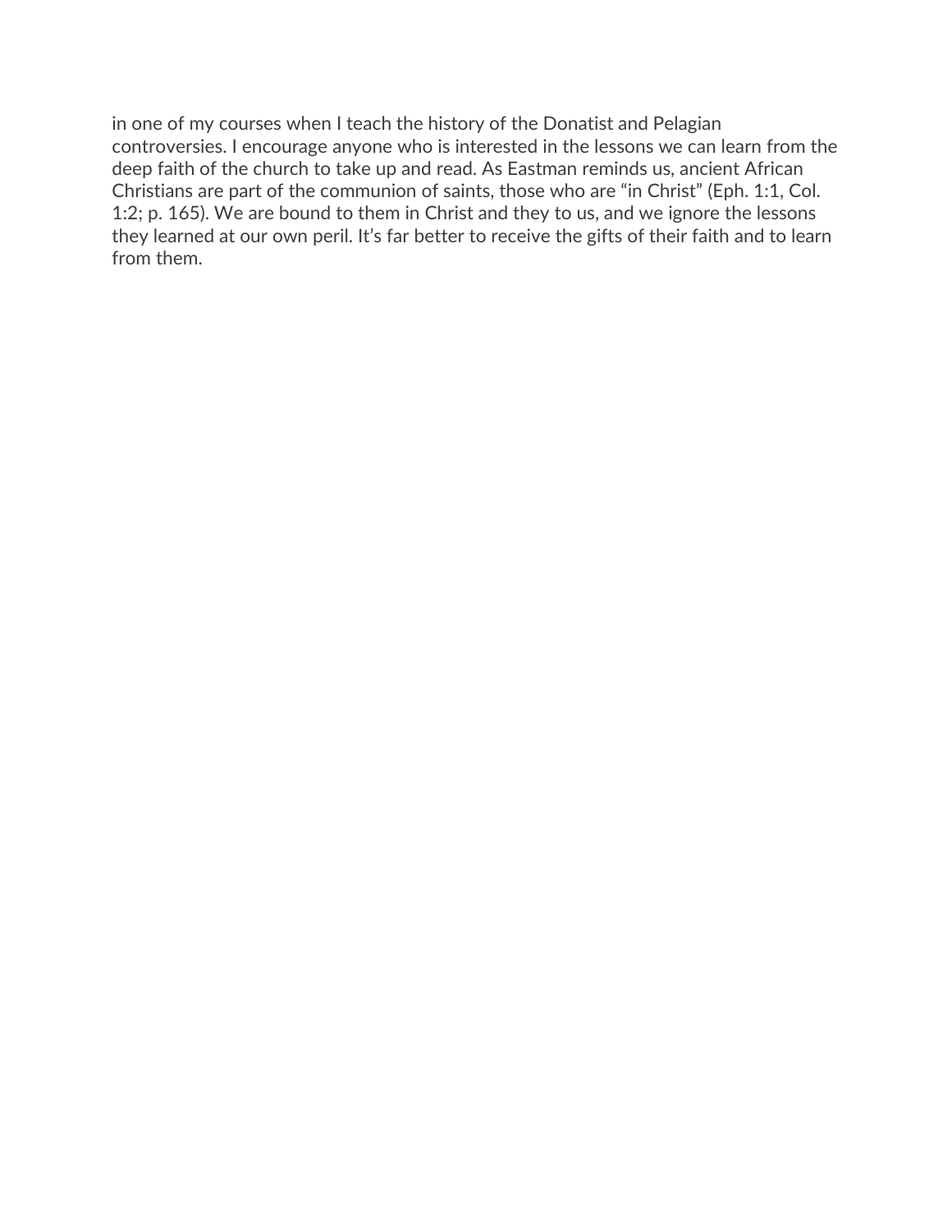in one of my courses when I teach the history of the Donatist and Pelagian controversies. I encourage anyone who is interested in the lessons we can learn from the deep faith of the church to take up and read. As Eastman reminds us, ancient African Christians are part of the communion of saints, those who are "in Christ" (Eph. 1:1, Col. 1:2; p. 165). We are bound to them in Christ and they to us, and we ignore the lessons they learned at our own peril. It's far better to receive the gifts of their faith and to learn from them.